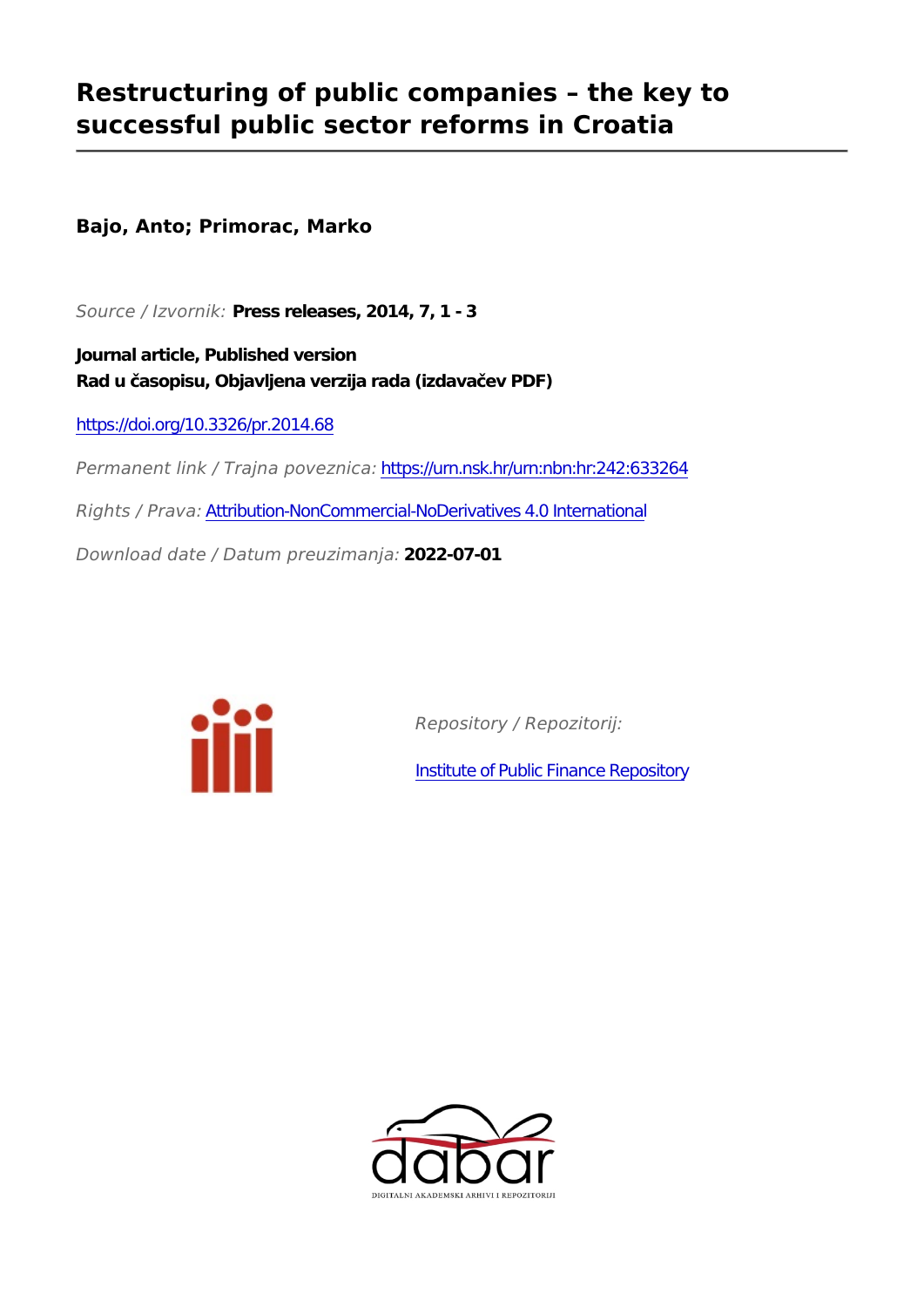# Restructuring of public companies – the key to successful public sector reforms in Croatia

**Bajo, Anto; Primorac, Marko**

*Source / Izvornik:* **Press releases, 2014, 7, 1 - 3**

**Journal article, Published version**
**Rad u časopisu, Objavljena verzija rada (izdavačev PDF)**

https://doi.org/10.3326/pr.2014.68

*Permanent link / Trajna poveznica:* https://urn.nsk.hr/urn:nbn:hr:242:633264

*Rights / Prava:* Attribution-NonCommercial-NoDerivatives 4.0 International

*Download date / Datum preuzimanja:* **2022-07-01**

*Repository / Repozitorij:*

Institute of Public Finance Repository

DIGITALNI AKADEMSKI ARHIVI I REPOZITORIJI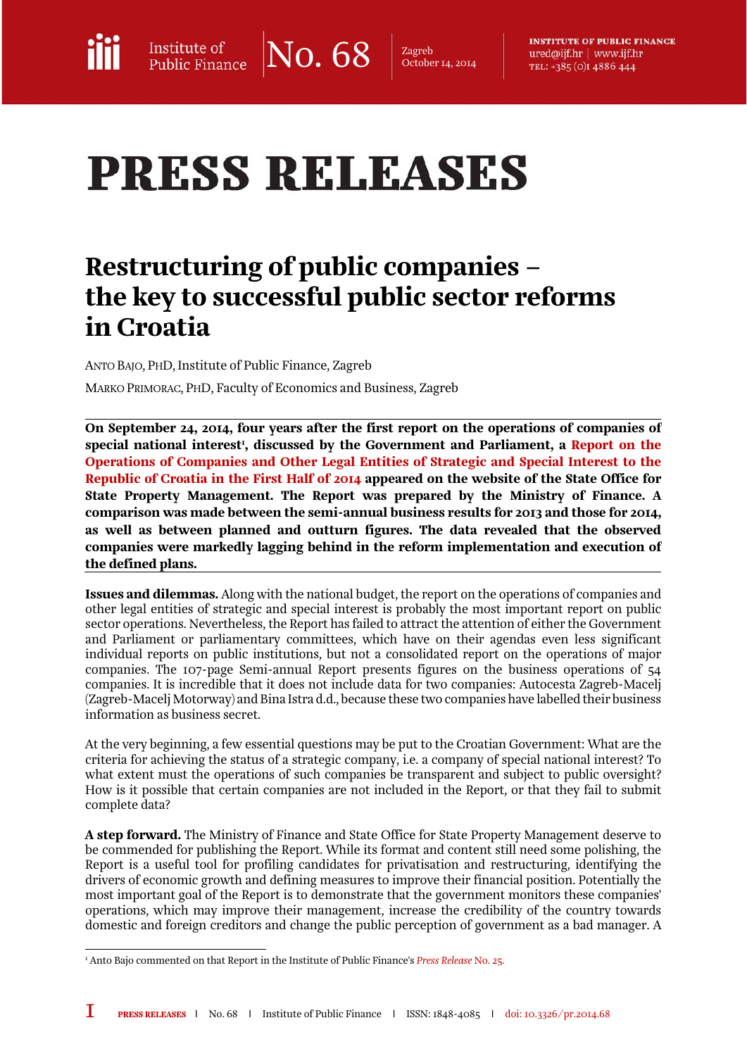# PRESS RELEASES

# Restructuring of public companies – the key to successful public sector reforms in Croatia

ANTO BAJO, PHD, Institute of Public Finance, Zagreb

MARKO PRIMORAC, PHD, Faculty of Economics and Business, Zagreb

**On September 24, 2014, four years after the first report on the operations of companies of special national interest[1], discussed by the Government and Parliament, a Report on the Operations of Companies and Other Legal Entities of Strategic and Special Interest to the Republic of Croatia in the First Half of 2014 appeared on the website of the State Office for State Property Management. The Report was prepared by the Ministry of Finance. A comparison was made between the semi-annual business results for 2013 and those for 2014, as well as between planned and outturn figures. The data revealed that the observed companies were markedly lagging behind in the reform implementation and execution of the defined plans.**

**Issues and dilemmas.** Along with the national budget, the report on the operations of companies and other legal entities of strategic and special interest is probably the most important report on public sector operations. Nevertheless, the Report has failed to attract the attention of either the Government and Parliament or parliamentary committees, which have on their agendas even less significant individual reports on public institutions, but not a consolidated report on the operations of major companies. The 107-page Semi-annual Report presents figures on the business operations of 54 companies. It is incredible that it does not include data for two companies: Autocesta Zagreb-Macelj (Zagreb-Macelj Motorway) and Bina Istra d.d., because these two companies have labelled their business information as business secret.

At the very beginning, a few essential questions may be put to the Croatian Government: What are the criteria for achieving the status of a strategic company, i.e. a company of special national interest? To what extent must the operations of such companies be transparent and subject to public oversight? How is it possible that certain companies are not included in the Report, or that they fail to submit complete data?

**A step forward.** The Ministry of Finance and State Office for State Property Management deserve to be commended for publishing the Report. While its format and content still need some polishing, the Report is a useful tool for profiling candidates for privatisation and restructuring, identifying the drivers of economic growth and defining measures to improve their financial position. Potentially the most important goal of the Report is to demonstrate that the government monitors these companies' operations, which may improve their management, increase the credibility of the country towards domestic and foreign creditors and change the public perception of government as a bad manager. A

[1] Anto Bajo commented on that Report in the Institute of Public Finance's *Press Release* No. 25.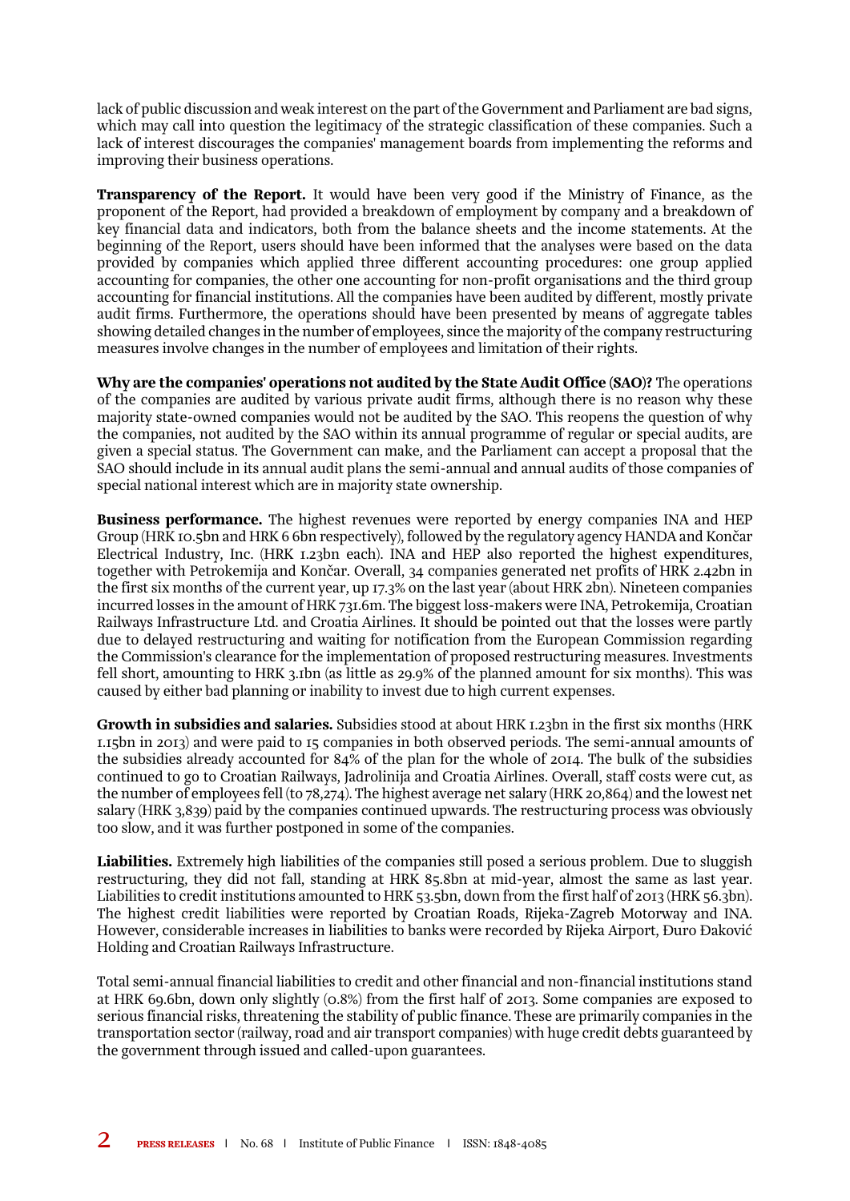lack of public discussion and weak interest on the part of the Government and Parliament are bad signs, which may call into question the legitimacy of the strategic classification of these companies. Such a lack of interest discourages the companies' management boards from implementing the reforms and improving their business operations.

**Transparency of the Report.** It would have been very good if the Ministry of Finance, as the proponent of the Report, had provided a breakdown of employment by company and a breakdown of key financial data and indicators, both from the balance sheets and the income statements. At the beginning of the Report, users should have been informed that the analyses were based on the data provided by companies which applied three different accounting procedures: one group applied accounting for companies, the other one accounting for non-profit organisations and the third group accounting for financial institutions. All the companies have been audited by different, mostly private audit firms. Furthermore, the operations should have been presented by means of aggregate tables showing detailed changes in the number of employees, since the majority of the company restructuring measures involve changes in the number of employees and limitation of their rights.

**Why are the companies' operations not audited by the State Audit Office (SAO)?** The operations of the companies are audited by various private audit firms, although there is no reason why these majority state-owned companies would not be audited by the SAO. This reopens the question of why the companies, not audited by the SAO within its annual programme of regular or special audits, are given a special status. The Government can make, and the Parliament can accept a proposal that the SAO should include in its annual audit plans the semi-annual and annual audits of those companies of special national interest which are in majority state ownership.

**Business performance.** The highest revenues were reported by energy companies INA and HEP Group (HRK 10.5bn and HRK 6 6bn respectively), followed by the regulatory agency HANDA and Končar Electrical Industry, Inc. (HRK 1.23bn each). INA and HEP also reported the highest expenditures, together with Petrokemija and Končar. Overall, 34 companies generated net profits of HRK 2.42bn in the first six months of the current year, up 17.3% on the last year (about HRK 2bn). Nineteen companies incurred losses in the amount of HRK 731.6m. The biggest loss-makers were INA, Petrokemija, Croatian Railways Infrastructure Ltd. and Croatia Airlines. It should be pointed out that the losses were partly due to delayed restructuring and waiting for notification from the European Commission regarding the Commission's clearance for the implementation of proposed restructuring measures. Investments fell short, amounting to HRK 3.1bn (as little as 29.9% of the planned amount for six months). This was caused by either bad planning or inability to invest due to high current expenses.

**Growth in subsidies and salaries.** Subsidies stood at about HRK 1.23bn in the first six months (HRK 1.15bn in 2013) and were paid to 15 companies in both observed periods. The semi-annual amounts of the subsidies already accounted for 84% of the plan for the whole of 2014. The bulk of the subsidies continued to go to Croatian Railways, Jadrolinija and Croatia Airlines. Overall, staff costs were cut, as the number of employees fell (to 78,274). The highest average net salary (HRK 20,864) and the lowest net salary (HRK 3,839) paid by the companies continued upwards. The restructuring process was obviously too slow, and it was further postponed in some of the companies.

**Liabilities.** Extremely high liabilities of the companies still posed a serious problem. Due to sluggish restructuring, they did not fall, standing at HRK 85.8bn at mid-year, almost the same as last year. Liabilities to credit institutions amounted to HRK 53.5bn, down from the first half of 2013 (HRK 56.3bn). The highest credit liabilities were reported by Croatian Roads, Rijeka-Zagreb Motorway and INA. However, considerable increases in liabilities to banks were recorded by Rijeka Airport, Đuro Đaković Holding and Croatian Railways Infrastructure.

Total semi-annual financial liabilities to credit and other financial and non-financial institutions stand at HRK 69.6bn, down only slightly (0.8%) from the first half of 2013. Some companies are exposed to serious financial risks, threatening the stability of public finance. These are primarily companies in the transportation sector (railway, road and air transport companies) with huge credit debts guaranteed by the government through issued and called-upon guarantees.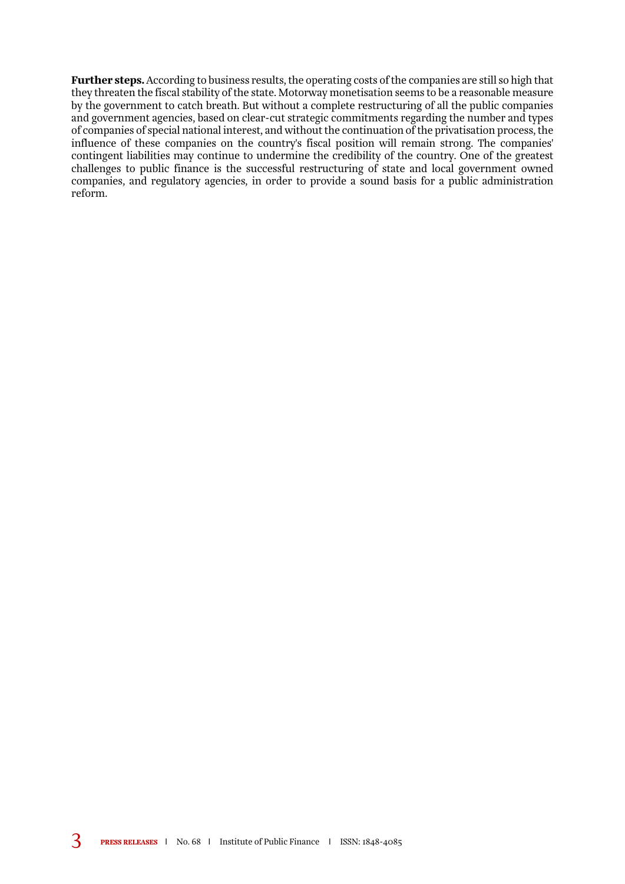**Further steps.** According to business results, the operating costs of the companies are still so high that they threaten the fiscal stability of the state. Motorway monetisation seems to be a reasonable measure by the government to catch breath. But without a complete restructuring of all the public companies and government agencies, based on clear-cut strategic commitments regarding the number and types of companies of special national interest, and without the continuation of the privatisation process, the influence of these companies on the country's fiscal position will remain strong. The companies' contingent liabilities may continue to undermine the credibility of the country. One of the greatest challenges to public finance is the successful restructuring of state and local government owned companies, and regulatory agencies, in order to provide a sound basis for a public administration reform.